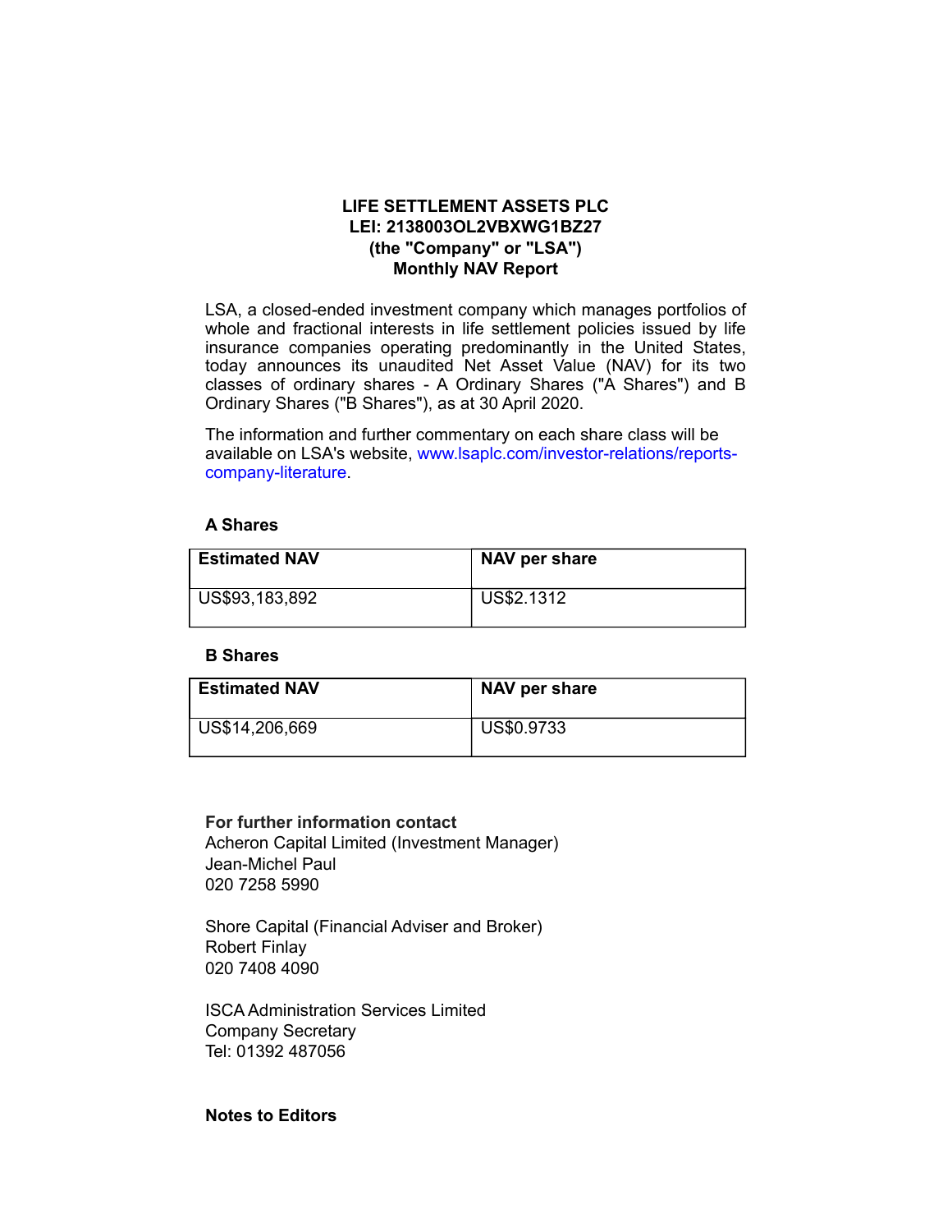**LIFE SETTLEMENT ASSETS PLC**
**LEI: 2138003OL2VBXWG1BZ27**
**(the "Company" or "LSA")**
**Monthly NAV Report**

LSA, a closed-ended investment company which manages portfolios of whole and fractional interests in life settlement policies issued by life insurance companies operating predominantly in the United States, today announces its unaudited Net Asset Value (NAV) for its two classes of ordinary shares - A Ordinary Shares ("A Shares") and B Ordinary Shares ("B Shares"), as at 30 April 2020.

The information and further commentary on each share class will be available on LSA's website, www.lsaplc.com/investor-relations/reports-company-literature.

**A Shares**

| Estimated NAV | NAV per share |
|---|---|
| US$93,183,892 | US$2.1312 |

**B Shares**

| Estimated NAV | NAV per share |
|---|---|
| US$14,206,669 | US$0.9733 |

**For further information contact**
Acheron Capital Limited (Investment Manager)
Jean-Michel Paul
020 7258 5990

Shore Capital (Financial Adviser and Broker)
Robert Finlay
020 7408 4090

ISCA Administration Services Limited
Company Secretary
Tel: 01392 487056

**Notes to Editors**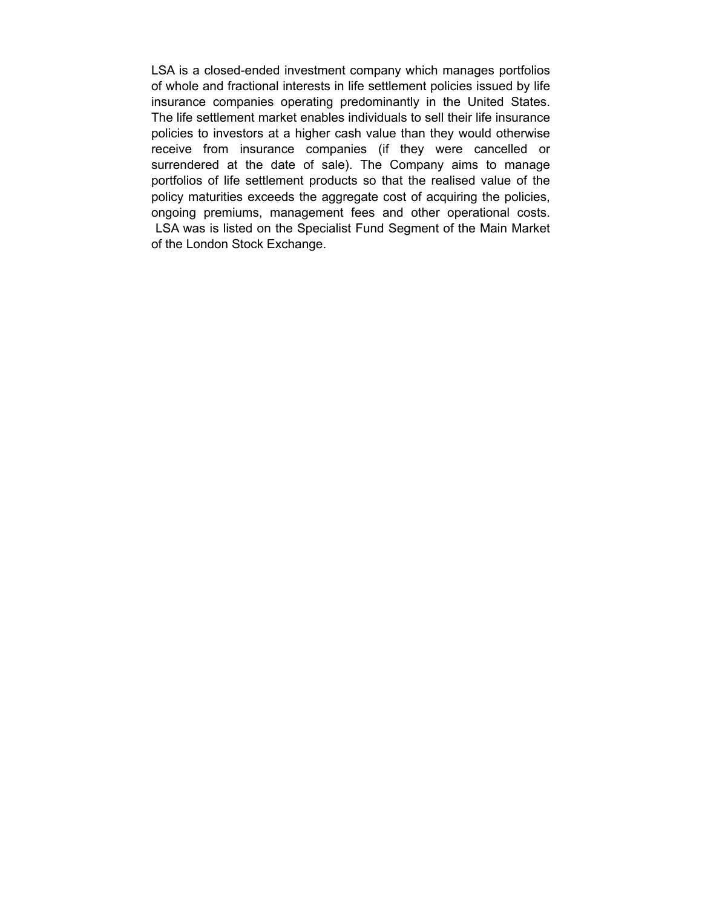LSA is a closed-ended investment company which manages portfolios of whole and fractional interests in life settlement policies issued by life insurance companies operating predominantly in the United States. The life settlement market enables individuals to sell their life insurance policies to investors at a higher cash value than they would otherwise receive from insurance companies (if they were cancelled or surrendered at the date of sale). The Company aims to manage portfolios of life settlement products so that the realised value of the policy maturities exceeds the aggregate cost of acquiring the policies, ongoing premiums, management fees and other operational costs. LSA was is listed on the Specialist Fund Segment of the Main Market of the London Stock Exchange.